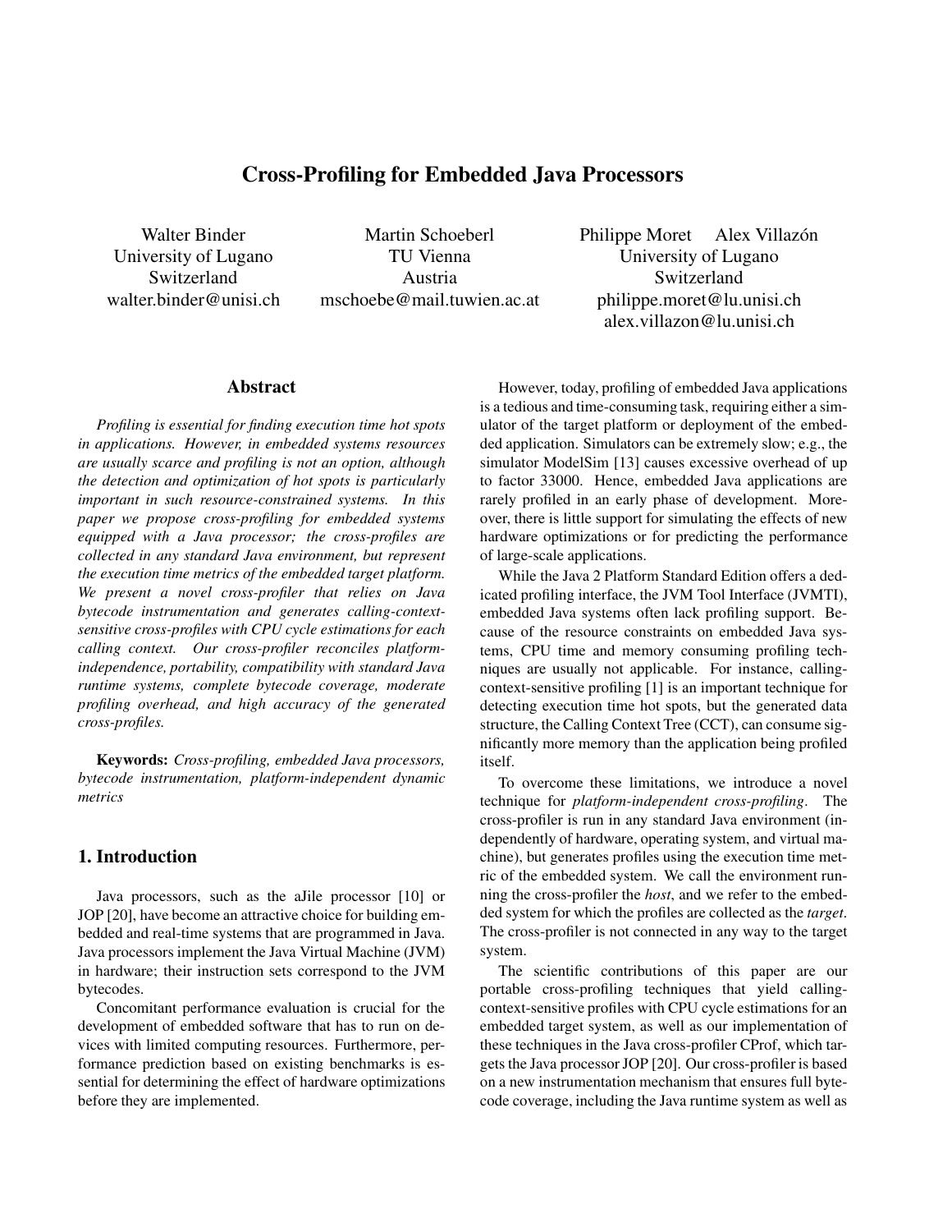# Cross-Profiling for Embedded Java Processors

Walter Binder
University of Lugano
Switzerland
walter.binder@unisi.ch

Martin Schoeberl
TU Vienna
Austria
mschoebe@mail.tuwien.ac.at

Philippe Moret  Alex Villazón
University of Lugano
Switzerland
philippe.moret@lu.unisi.ch
alex.villazon@lu.unisi.ch

## Abstract

*Profiling is essential for finding execution time hot spots in applications. However, in embedded systems resources are usually scarce and profiling is not an option, although the detection and optimization of hot spots is particularly important in such resource-constrained systems. In this paper we propose cross-profiling for embedded systems equipped with a Java processor; the cross-profiles are collected in any standard Java environment, but represent the execution time metrics of the embedded target platform. We present a novel cross-profiler that relies on Java bytecode instrumentation and generates calling-context-sensitive cross-profiles with CPU cycle estimations for each calling context. Our cross-profiler reconciles platform-independence, portability, compatibility with standard Java runtime systems, complete bytecode coverage, moderate profiling overhead, and high accuracy of the generated cross-profiles.*

**Keywords:** *Cross-profiling, embedded Java processors, bytecode instrumentation, platform-independent dynamic metrics*

## 1. Introduction

Java processors, such as the aJile processor [10] or JOP [20], have become an attractive choice for building embedded and real-time systems that are programmed in Java. Java processors implement the Java Virtual Machine (JVM) in hardware; their instruction sets correspond to the JVM bytecodes.

Concomitant performance evaluation is crucial for the development of embedded software that has to run on devices with limited computing resources. Furthermore, performance prediction based on existing benchmarks is essential for determining the effect of hardware optimizations before they are implemented.

However, today, profiling of embedded Java applications is a tedious and time-consuming task, requiring either a simulator of the target platform or deployment of the embedded application. Simulators can be extremely slow; e.g., the simulator ModelSim [13] causes excessive overhead of up to factor 33000. Hence, embedded Java applications are rarely profiled in an early phase of development. Moreover, there is little support for simulating the effects of new hardware optimizations or for predicting the performance of large-scale applications.

While the Java 2 Platform Standard Edition offers a dedicated profiling interface, the JVM Tool Interface (JVMTI), embedded Java systems often lack profiling support. Because of the resource constraints on embedded Java systems, CPU time and memory consuming profiling techniques are usually not applicable. For instance, calling-context-sensitive profiling [1] is an important technique for detecting execution time hot spots, but the generated data structure, the Calling Context Tree (CCT), can consume significantly more memory than the application being profiled itself.

To overcome these limitations, we introduce a novel technique for *platform-independent cross-profiling*. The cross-profiler is run in any standard Java environment (independently of hardware, operating system, and virtual machine), but generates profiles using the execution time metric of the embedded system. We call the environment running the cross-profiler the *host*, and we refer to the embedded system for which the profiles are collected as the *target*. The cross-profiler is not connected in any way to the target system.

The scientific contributions of this paper are our portable cross-profiling techniques that yield calling-context-sensitive profiles with CPU cycle estimations for an embedded target system, as well as our implementation of these techniques in the Java cross-profiler CProf, which targets the Java processor JOP [20]. Our cross-profiler is based on a new instrumentation mechanism that ensures full bytecode coverage, including the Java runtime system as well as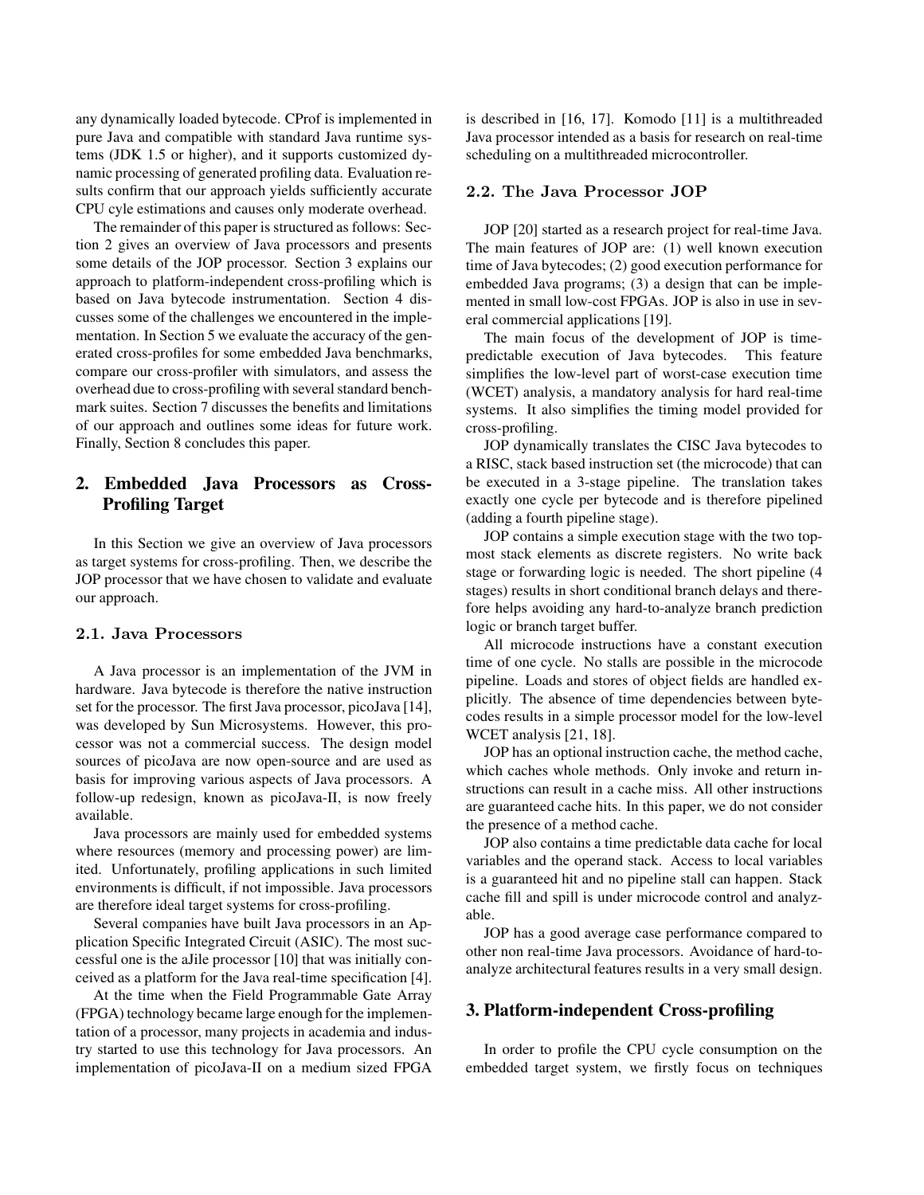any dynamically loaded bytecode. CProf is implemented in pure Java and compatible with standard Java runtime systems (JDK 1.5 or higher), and it supports customized dynamic processing of generated profiling data. Evaluation results confirm that our approach yields sufficiently accurate CPU cyle estimations and causes only moderate overhead.

The remainder of this paper is structured as follows: Section 2 gives an overview of Java processors and presents some details of the JOP processor. Section 3 explains our approach to platform-independent cross-profiling which is based on Java bytecode instrumentation. Section 4 discusses some of the challenges we encountered in the implementation. In Section 5 we evaluate the accuracy of the generated cross-profiles for some embedded Java benchmarks, compare our cross-profiler with simulators, and assess the overhead due to cross-profiling with several standard benchmark suites. Section 7 discusses the benefits and limitations of our approach and outlines some ideas for future work. Finally, Section 8 concludes this paper.

## 2. Embedded Java Processors as Cross-Profiling Target

In this Section we give an overview of Java processors as target systems for cross-profiling. Then, we describe the JOP processor that we have chosen to validate and evaluate our approach.

### 2.1. Java Processors

A Java processor is an implementation of the JVM in hardware. Java bytecode is therefore the native instruction set for the processor. The first Java processor, picoJava [14], was developed by Sun Microsystems. However, this processor was not a commercial success. The design model sources of picoJava are now open-source and are used as basis for improving various aspects of Java processors. A follow-up redesign, known as picoJava-II, is now freely available.

Java processors are mainly used for embedded systems where resources (memory and processing power) are limited. Unfortunately, profiling applications in such limited environments is difficult, if not impossible. Java processors are therefore ideal target systems for cross-profiling.

Several companies have built Java processors in an Application Specific Integrated Circuit (ASIC). The most successful one is the aJile processor [10] that was initially conceived as a platform for the Java real-time specification [4].

At the time when the Field Programmable Gate Array (FPGA) technology became large enough for the implementation of a processor, many projects in academia and industry started to use this technology for Java processors. An implementation of picoJava-II on a medium sized FPGA is described in [16, 17]. Komodo [11] is a multithreaded Java processor intended as a basis for research on real-time scheduling on a multithreaded microcontroller.

### 2.2. The Java Processor JOP

JOP [20] started as a research project for real-time Java. The main features of JOP are: (1) well known execution time of Java bytecodes; (2) good execution performance for embedded Java programs; (3) a design that can be implemented in small low-cost FPGAs. JOP is also in use in several commercial applications [19].

The main focus of the development of JOP is time-predictable execution of Java bytecodes. This feature simplifies the low-level part of worst-case execution time (WCET) analysis, a mandatory analysis for hard real-time systems. It also simplifies the timing model provided for cross-profiling.

JOP dynamically translates the CISC Java bytecodes to a RISC, stack based instruction set (the microcode) that can be executed in a 3-stage pipeline. The translation takes exactly one cycle per bytecode and is therefore pipelined (adding a fourth pipeline stage).

JOP contains a simple execution stage with the two topmost stack elements as discrete registers. No write back stage or forwarding logic is needed. The short pipeline (4 stages) results in short conditional branch delays and therefore helps avoiding any hard-to-analyze branch prediction logic or branch target buffer.

All microcode instructions have a constant execution time of one cycle. No stalls are possible in the microcode pipeline. Loads and stores of object fields are handled explicitly. The absence of time dependencies between bytecodes results in a simple processor model for the low-level WCET analysis [21, 18].

JOP has an optional instruction cache, the method cache, which caches whole methods. Only invoke and return instructions can result in a cache miss. All other instructions are guaranteed cache hits. In this paper, we do not consider the presence of a method cache.

JOP also contains a time predictable data cache for local variables and the operand stack. Access to local variables is a guaranteed hit and no pipeline stall can happen. Stack cache fill and spill is under microcode control and analyzable.

JOP has a good average case performance compared to other non real-time Java processors. Avoidance of hard-to-analyze architectural features results in a very small design.

## 3. Platform-independent Cross-profiling

In order to profile the CPU cycle consumption on the embedded target system, we firstly focus on techniques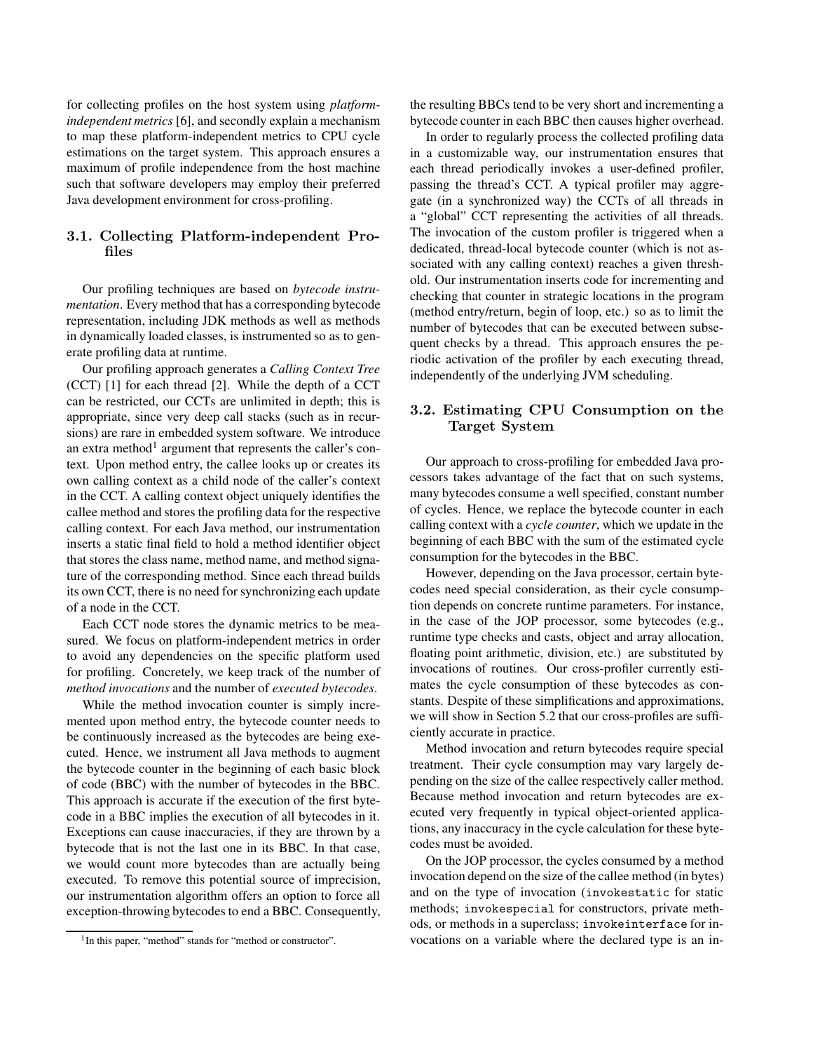for collecting profiles on the host system using *platform-independent metrics* [6], and secondly explain a mechanism to map these platform-independent metrics to CPU cycle estimations on the target system. This approach ensures a maximum of profile independence from the host machine such that software developers may employ their preferred Java development environment for cross-profiling.

## 3.1. Collecting Platform-independent Profiles

Our profiling techniques are based on *bytecode instrumentation*. Every method that has a corresponding bytecode representation, including JDK methods as well as methods in dynamically loaded classes, is instrumented so as to generate profiling data at runtime.

Our profiling approach generates a *Calling Context Tree* (CCT) [1] for each thread [2]. While the depth of a CCT can be restricted, our CCTs are unlimited in depth; this is appropriate, since very deep call stacks (such as in recursions) are rare in embedded system software. We introduce an extra method[1] argument that represents the caller's context. Upon method entry, the callee looks up or creates its own calling context as a child node of the caller's context in the CCT. A calling context object uniquely identifies the callee method and stores the profiling data for the respective calling context. For each Java method, our instrumentation inserts a static final field to hold a method identifier object that stores the class name, method name, and method signature of the corresponding method. Since each thread builds its own CCT, there is no need for synchronizing each update of a node in the CCT.

Each CCT node stores the dynamic metrics to be measured. We focus on platform-independent metrics in order to avoid any dependencies on the specific platform used for profiling. Concretely, we keep track of the number of *method invocations* and the number of *executed bytecodes*.

While the method invocation counter is simply incremented upon method entry, the bytecode counter needs to be continuously increased as the bytecodes are being executed. Hence, we instrument all Java methods to augment the bytecode counter in the beginning of each basic block of code (BBC) with the number of bytecodes in the BBC. This approach is accurate if the execution of the first bytecode in a BBC implies the execution of all bytecodes in it. Exceptions can cause inaccuracies, if they are thrown by a bytecode that is not the last one in its BBC. In that case, we would count more bytecodes than are actually being executed. To remove this potential source of imprecision, our instrumentation algorithm offers an option to force all exception-throwing bytecodes to end a BBC. Consequently, the resulting BBCs tend to be very short and incrementing a bytecode counter in each BBC then causes higher overhead.

In order to regularly process the collected profiling data in a customizable way, our instrumentation ensures that each thread periodically invokes a user-defined profiler, passing the thread's CCT. A typical profiler may aggregate (in a synchronized way) the CCTs of all threads in a "global" CCT representing the activities of all threads. The invocation of the custom profiler is triggered when a dedicated, thread-local bytecode counter (which is not associated with any calling context) reaches a given threshold. Our instrumentation inserts code for incrementing and checking that counter in strategic locations in the program (method entry/return, begin of loop, etc.) so as to limit the number of bytecodes that can be executed between subsequent checks by a thread. This approach ensures the periodic activation of the profiler by each executing thread, independently of the underlying JVM scheduling.

## 3.2. Estimating CPU Consumption on the Target System

Our approach to cross-profiling for embedded Java processors takes advantage of the fact that on such systems, many bytecodes consume a well specified, constant number of cycles. Hence, we replace the bytecode counter in each calling context with a *cycle counter*, which we update in the beginning of each BBC with the sum of the estimated cycle consumption for the bytecodes in the BBC.

However, depending on the Java processor, certain bytecodes need special consideration, as their cycle consumption depends on concrete runtime parameters. For instance, in the case of the JOP processor, some bytecodes (e.g., runtime type checks and casts, object and array allocation, floating point arithmetic, division, etc.) are substituted by invocations of routines. Our cross-profiler currently estimates the cycle consumption of these bytecodes as constants. Despite of these simplifications and approximations, we will show in Section 5.2 that our cross-profiles are sufficiently accurate in practice.

Method invocation and return bytecodes require special treatment. Their cycle consumption may vary largely depending on the size of the callee respectively caller method. Because method invocation and return bytecodes are executed very frequently in typical object-oriented applications, any inaccuracy in the cycle calculation for these bytecodes must be avoided.

On the JOP processor, the cycles consumed by a method invocation depend on the size of the callee method (in bytes) and on the type of invocation (`invokestatic` for static methods; `invokespecial` for constructors, private methods, or methods in a superclass; `invokeinterface` for invocations on a variable where the declared type is an in-

[1] In this paper, "method" stands for "method or constructor".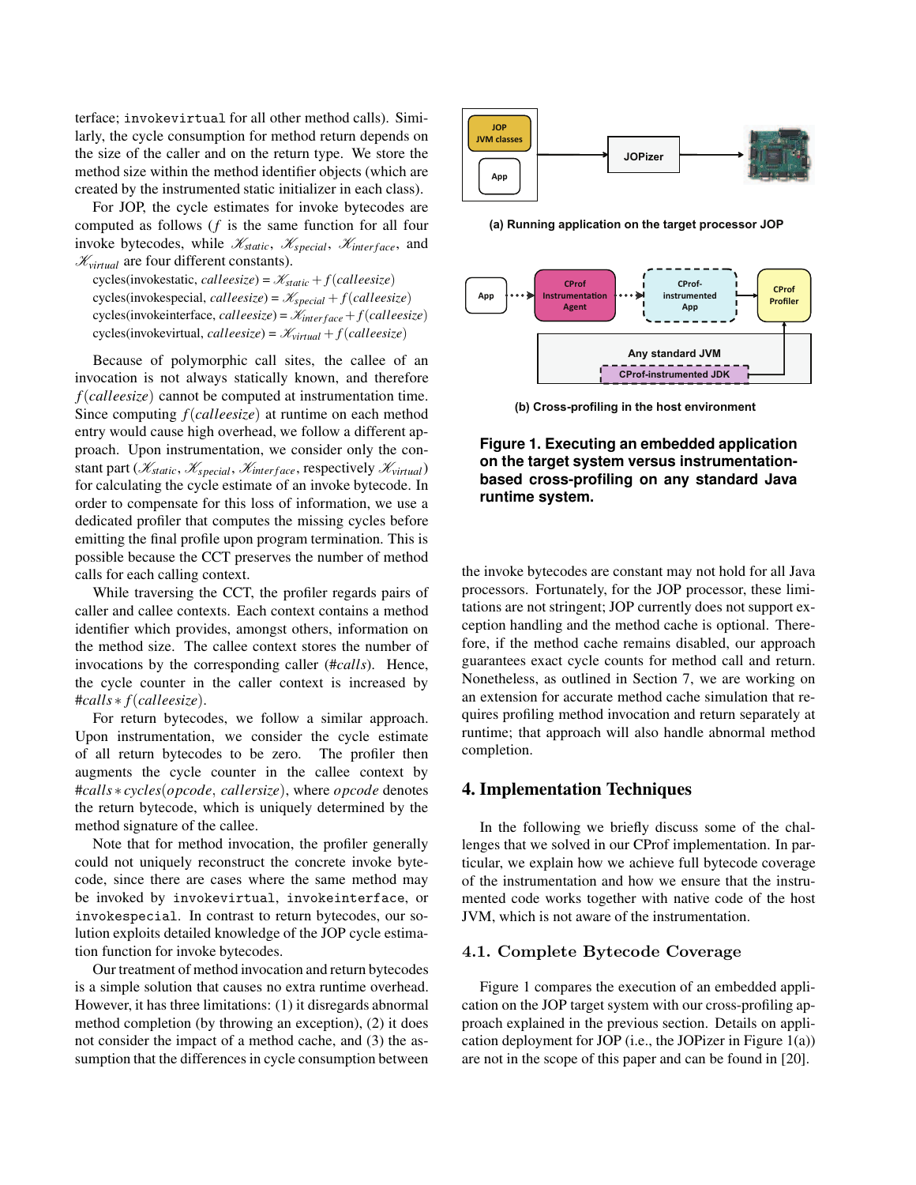terface; `invokevirtual` for all other method calls). Similarly, the cycle consumption for method return depends on the size of the caller and on the return type. We store the method size within the method identifier objects (which are created by the instrumented static initializer in each class).

For JOP, the cycle estimates for invoke bytecodes are computed as follows ($f$ is the same function for all four invoke bytecodes, while $\mathscr{K}_{static}$, $\mathscr{K}_{special}$, $\mathscr{K}_{interface}$, and $\mathscr{K}_{virtual}$ are four different constants).

cycles(invokestatic, $calleesize$) = $\mathscr{K}_{static} + f(calleesize)$
cycles(invokespecial, $calleesize$) = $\mathscr{K}_{special} + f(calleesize)$
cycles(invokeinterface, $calleesize$) = $\mathscr{K}_{interface} + f(calleesize)$
cycles(invokevirtual, $calleesize$) = $\mathscr{K}_{virtual} + f(calleesize)$

Because of polymorphic call sites, the callee of an invocation is not always statically known, and therefore $f(calleesize)$ cannot be computed at instrumentation time. Since computing $f(calleesize)$ at runtime on each method entry would cause high overhead, we follow a different approach. Upon instrumentation, we consider only the constant part ($\mathscr{K}_{static}$, $\mathscr{K}_{special}$, $\mathscr{K}_{interface}$, respectively $\mathscr{K}_{virtual}$) for calculating the cycle estimate of an invoke bytecode. In order to compensate for this loss of information, we use a dedicated profiler that computes the missing cycles before emitting the final profile upon program termination. This is possible because the CCT preserves the number of method calls for each calling context.

While traversing the CCT, the profiler regards pairs of caller and callee contexts. Each context contains a method identifier which provides, amongst others, information on the method size. The callee context stores the number of invocations by the corresponding caller (#*calls*). Hence, the cycle counter in the caller context is increased by $\#calls * f(calleesize)$.

For return bytecodes, we follow a similar approach. Upon instrumentation, we consider the cycle estimate of all return bytecodes to be zero. The profiler then augments the cycle counter in the callee context by $\#calls * cycles(opcode,\ callersize)$, where $opcode$ denotes the return bytecode, which is uniquely determined by the method signature of the callee.

Note that for method invocation, the profiler generally could not uniquely reconstruct the concrete invoke bytecode, since there are cases where the same method may be invoked by `invokevirtual`, `invokeinterface`, or `invokespecial`. In contrast to return bytecodes, our solution exploits detailed knowledge of the JOP cycle estimation function for invoke bytecodes.

Our treatment of method invocation and return bytecodes is a simple solution that causes no extra runtime overhead. However, it has three limitations: (1) it disregards abnormal method completion (by throwing an exception), (2) it does not consider the impact of a method cache, and (3) the assumption that the differences in cycle consumption between the invoke bytecodes are constant may not hold for all Java processors. Fortunately, for the JOP processor, these limitations are not stringent; JOP currently does not support exception handling and the method cache is optional. Therefore, if the method cache remains disabled, our approach guarantees exact cycle counts for method call and return. Nonetheless, as outlined in Section 7, we are working on an extension for accurate method cache simulation that requires profiling method invocation and return separately at runtime; that approach will also handle abnormal method completion.

JOP
JVM classes
App
JOPizer

**(a) Running application on the target processor JOP**

App
CProf Instrumentation Agent
CProf-instrumented App
CProf Profiler
Any standard JVM
CProf-instrumented JDK

**(b) Cross-profiling in the host environment**

**Figure 1. Executing an embedded application on the target system versus instrumentation-based cross-profiling on any standard Java runtime system.**

## 4. Implementation Techniques

In the following we briefly discuss some of the challenges that we solved in our CProf implementation. In particular, we explain how we achieve full bytecode coverage of the instrumentation and how we ensure that the instrumented code works together with native code of the host JVM, which is not aware of the instrumentation.

### 4.1. Complete Bytecode Coverage

Figure 1 compares the execution of an embedded application on the JOP target system with our cross-profiling approach explained in the previous section. Details on application deployment for JOP (i.e., the JOPizer in Figure 1(a)) are not in the scope of this paper and can be found in [20].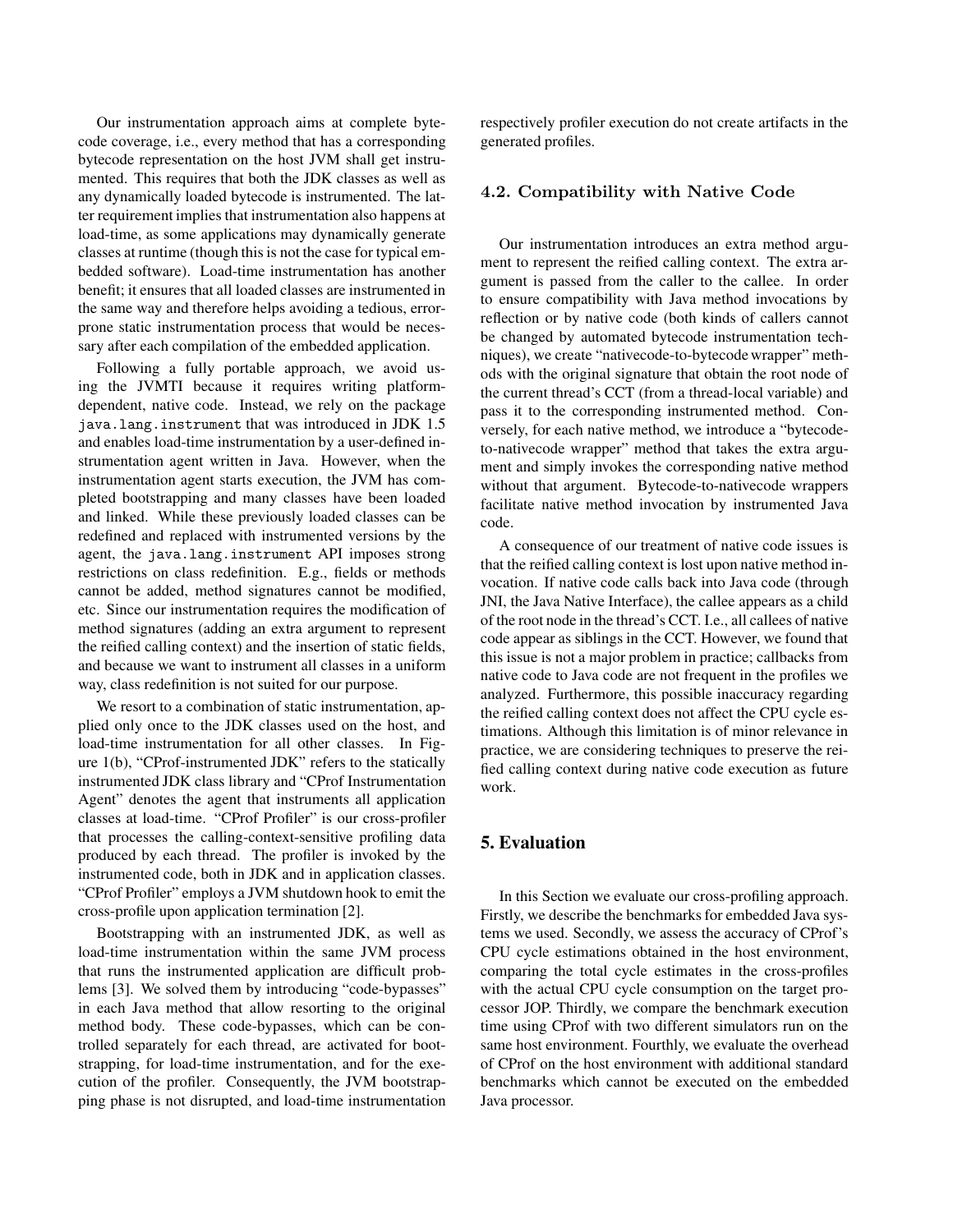Our instrumentation approach aims at complete bytecode coverage, i.e., every method that has a corresponding bytecode representation on the host JVM shall get instrumented. This requires that both the JDK classes as well as any dynamically loaded bytecode is instrumented. The latter requirement implies that instrumentation also happens at load-time, as some applications may dynamically generate classes at runtime (though this is not the case for typical embedded software). Load-time instrumentation has another benefit; it ensures that all loaded classes are instrumented in the same way and therefore helps avoiding a tedious, error-prone static instrumentation process that would be necessary after each compilation of the embedded application.

Following a fully portable approach, we avoid using the JVMTI because it requires writing platform-dependent, native code. Instead, we rely on the package `java.lang.instrument` that was introduced in JDK 1.5 and enables load-time instrumentation by a user-defined instrumentation agent written in Java. However, when the instrumentation agent starts execution, the JVM has completed bootstrapping and many classes have been loaded and linked. While these previously loaded classes can be redefined and replaced with instrumented versions by the agent, the `java.lang.instrument` API imposes strong restrictions on class redefinition. E.g., fields or methods cannot be added, method signatures cannot be modified, etc. Since our instrumentation requires the modification of method signatures (adding an extra argument to represent the reified calling context) and the insertion of static fields, and because we want to instrument all classes in a uniform way, class redefinition is not suited for our purpose.

We resort to a combination of static instrumentation, applied only once to the JDK classes used on the host, and load-time instrumentation for all other classes. In Figure 1(b), "CProf-instrumented JDK" refers to the statically instrumented JDK class library and "CProf Instrumentation Agent" denotes the agent that instruments all application classes at load-time. "CProf Profiler" is our cross-profiler that processes the calling-context-sensitive profiling data produced by each thread. The profiler is invoked by the instrumented code, both in JDK and in application classes. "CProf Profiler" employs a JVM shutdown hook to emit the cross-profile upon application termination [2].

Bootstrapping with an instrumented JDK, as well as load-time instrumentation within the same JVM process that runs the instrumented application are difficult problems [3]. We solved them by introducing "code-bypasses" in each Java method that allow resorting to the original method body. These code-bypasses, which can be controlled separately for each thread, are activated for bootstrapping, for load-time instrumentation, and for the execution of the profiler. Consequently, the JVM bootstrapping phase is not disrupted, and load-time instrumentation respectively profiler execution do not create artifacts in the generated profiles.

### 4.2. Compatibility with Native Code

Our instrumentation introduces an extra method argument to represent the reified calling context. The extra argument is passed from the caller to the callee. In order to ensure compatibility with Java method invocations by reflection or by native code (both kinds of callers cannot be changed by automated bytecode instrumentation techniques), we create "nativecode-to-bytecode wrapper" methods with the original signature that obtain the root node of the current thread's CCT (from a thread-local variable) and pass it to the corresponding instrumented method. Conversely, for each native method, we introduce a "bytecode-to-nativecode wrapper" method that takes the extra argument and simply invokes the corresponding native method without that argument. Bytecode-to-nativecode wrappers facilitate native method invocation by instrumented Java code.

A consequence of our treatment of native code issues is that the reified calling context is lost upon native method invocation. If native code calls back into Java code (through JNI, the Java Native Interface), the callee appears as a child of the root node in the thread's CCT. I.e., all callees of native code appear as siblings in the CCT. However, we found that this issue is not a major problem in practice; callbacks from native code to Java code are not frequent in the profiles we analyzed. Furthermore, this possible inaccuracy regarding the reified calling context does not affect the CPU cycle estimations. Although this limitation is of minor relevance in practice, we are considering techniques to preserve the reified calling context during native code execution as future work.

## 5. Evaluation

In this Section we evaluate our cross-profiling approach. Firstly, we describe the benchmarks for embedded Java systems we used. Secondly, we assess the accuracy of CProf's CPU cycle estimations obtained in the host environment, comparing the total cycle estimates in the cross-profiles with the actual CPU cycle consumption on the target processor JOP. Thirdly, we compare the benchmark execution time using CProf with two different simulators run on the same host environment. Fourthly, we evaluate the overhead of CProf on the host environment with additional standard benchmarks which cannot be executed on the embedded Java processor.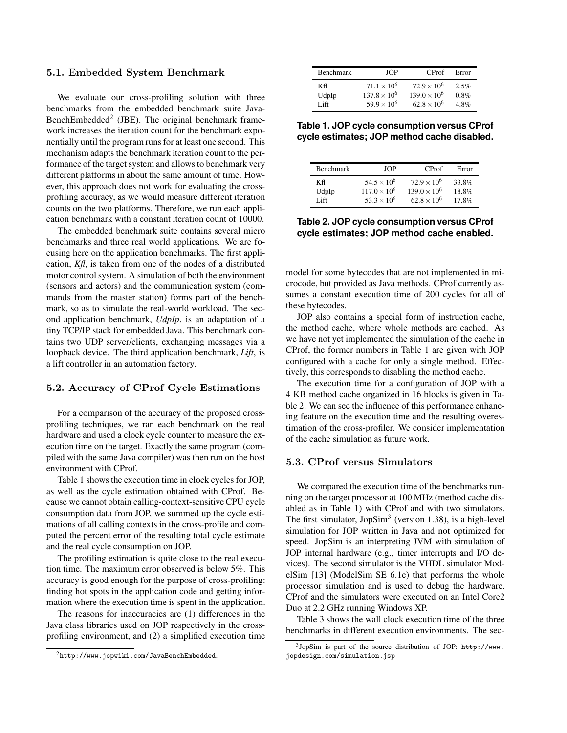### 5.1. Embedded System Benchmark

We evaluate our cross-profiling solution with three benchmarks from the embedded benchmark suite JavaBenchEmbedded[2] (JBE). The original benchmark framework increases the iteration count for the benchmark exponentially until the program runs for at least one second. This mechanism adapts the benchmark iteration count to the performance of the target system and allows to benchmark very different platforms in about the same amount of time. However, this approach does not work for evaluating the cross-profiling accuracy, as we would measure different iteration counts on the two platforms. Therefore, we run each application benchmark with a constant iteration count of 10000.

The embedded benchmark suite contains several micro benchmarks and three real world applications. We are focusing here on the application benchmarks. The first application, *Kfl*, is taken from one of the nodes of a distributed motor control system. A simulation of both the environment (sensors and actors) and the communication system (commands from the master station) forms part of the benchmark, so as to simulate the real-world workload. The second application benchmark, *UdpIp*, is an adaptation of a tiny TCP/IP stack for embedded Java. This benchmark contains two UDP server/clients, exchanging messages via a loopback device. The third application benchmark, *Lift*, is a lift controller in an automation factory.

### 5.2. Accuracy of CProf Cycle Estimations

For a comparison of the accuracy of the proposed cross-profiling techniques, we ran each benchmark on the real hardware and used a clock cycle counter to measure the execution time on the target. Exactly the same program (compiled with the same Java compiler) was then run on the host environment with CProf.

Table 1 shows the execution time in clock cycles for JOP, as well as the cycle estimation obtained with CProf. Because we cannot obtain calling-context-sensitive CPU cycle consumption data from JOP, we summed up the cycle estimations of all calling contexts in the cross-profile and computed the percent error of the resulting total cycle estimate and the real cycle consumption on JOP.

The profiling estimation is quite close to the real execution time. The maximum error observed is below 5%. This accuracy is good enough for the purpose of cross-profiling: finding hot spots in the application code and getting information where the execution time is spent in the application.

The reasons for inaccuracies are (1) differences in the Java class libraries used on JOP respectively in the cross-profiling environment, and (2) a simplified execution time model for some bytecodes that are not implemented in microcode, but provided as Java methods. CProf currently assumes a constant execution time of 200 cycles for all of these bytecodes.

| Benchmark | JOP | CProf | Error |
|---|---|---|---|
| Kfl | $71.1 \times 10^6$ | $72.9 \times 10^6$ | 2.5% |
| UdpIp | $137.8 \times 10^6$ | $139.0 \times 10^6$ | 0.8% |
| Lift | $59.9 \times 10^6$ | $62.8 \times 10^6$ | 4.8% |

**Table 1. JOP cycle consumption versus CProf cycle estimates; JOP method cache disabled.**

| Benchmark | JOP | CProf | Error |
|---|---|---|---|
| Kfl | $54.5 \times 10^6$ | $72.9 \times 10^6$ | 33.8% |
| UdpIp | $117.0 \times 10^6$ | $139.0 \times 10^6$ | 18.8% |
| Lift | $53.3 \times 10^6$ | $62.8 \times 10^6$ | 17.8% |

**Table 2. JOP cycle consumption versus CProf cycle estimates; JOP method cache enabled.**

JOP also contains a special form of instruction cache, the method cache, where whole methods are cached. As we have not yet implemented the simulation of the cache in CProf, the former numbers in Table 1 are given with JOP configured with a cache for only a single method. Effectively, this corresponds to disabling the method cache.

The execution time for a configuration of JOP with a 4 KB method cache organized in 16 blocks is given in Table 2. We can see the influence of this performance enhancing feature on the execution time and the resulting overestimation of the cross-profiler. We consider implementation of the cache simulation as future work.

### 5.3. CProf versus Simulators

We compared the execution time of the benchmarks running on the target processor at 100 MHz (method cache disabled as in Table 1) with CProf and with two simulators. The first simulator, JopSim[3] (version 1.38), is a high-level simulation for JOP written in Java and not optimized for speed. JopSim is an interpreting JVM with simulation of JOP internal hardware (e.g., timer interrupts and I/O devices). The second simulator is the VHDL simulator ModelSim [13] (ModelSim SE 6.1e) that performs the whole processor simulation and is used to debug the hardware. CProf and the simulators were executed on an Intel Core2 Duo at 2.2 GHz running Windows XP.

Table 3 shows the wall clock execution time of the three benchmarks in different execution environments. The sec-

[2] `http://www.jopwiki.com/JavaBenchEmbedded`.

[3] JopSim is part of the source distribution of JOP: `http://www.jopdesign.com/simulation.jsp`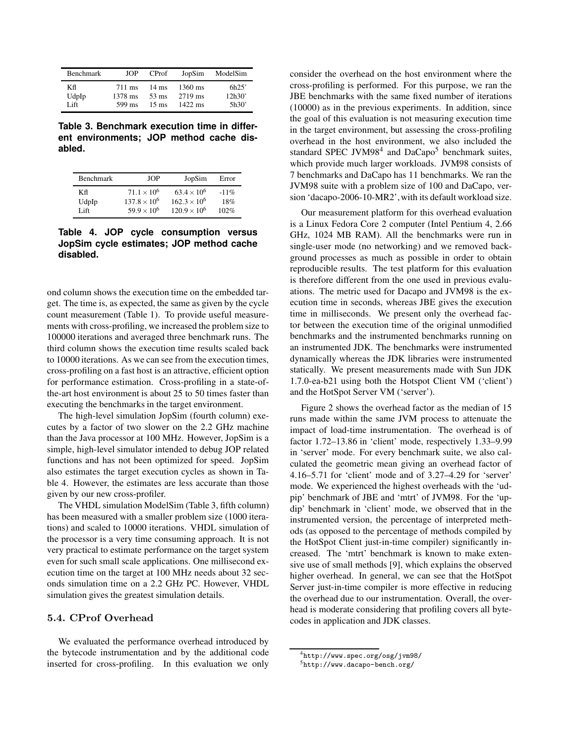| Benchmark | JOP | CProf | JopSim | ModelSim |
|---|---|---|---|---|
| Kfl | 711 ms | 14 ms | 1360 ms | 6h25' |
| UdpIp | 1378 ms | 53 ms | 2719 ms | 12h30' |
| Lift | 599 ms | 15 ms | 1422 ms | 5h30' |

**Table 3. Benchmark execution time in different environments; JOP method cache disabled.**

| Benchmark | JOP | JopSim | Error |
|---|---|---|---|
| Kfl | $71.1 \times 10^6$ | $63.4 \times 10^6$ | -11% |
| UdpIp | $137.8 \times 10^6$ | $162.3 \times 10^6$ | 18% |
| Lift | $59.9 \times 10^6$ | $120.9 \times 10^6$ | 102% |

**Table 4. JOP cycle consumption versus JopSim cycle estimates; JOP method cache disabled.**

ond column shows the execution time on the embedded target. The time is, as expected, the same as given by the cycle count measurement (Table 1). To provide useful measurements with cross-profiling, we increased the problem size to 100000 iterations and averaged three benchmark runs. The third column shows the execution time results scaled back to 10000 iterations. As we can see from the execution times, cross-profiling on a fast host is an attractive, efficient option for performance estimation. Cross-profiling in a state-of-the-art host environment is about 25 to 50 times faster than executing the benchmarks in the target environment.

The high-level simulation JopSim (fourth column) executes by a factor of two slower on the 2.2 GHz machine than the Java processor at 100 MHz. However, JopSim is a simple, high-level simulator intended to debug JOP related functions and has not been optimized for speed. JopSim also estimates the target execution cycles as shown in Table 4. However, the estimates are less accurate than those given by our new cross-profiler.

The VHDL simulation ModelSim (Table 3, fifth column) has been measured with a smaller problem size (1000 iterations) and scaled to 10000 iterations. VHDL simulation of the processor is a very time consuming approach. It is not very practical to estimate performance on the target system even for such small scale applications. One millisecond execution time on the target at 100 MHz needs about 32 seconds simulation time on a 2.2 GHz PC. However, VHDL simulation gives the greatest simulation details.

## 5.4. CProf Overhead

We evaluated the performance overhead introduced by the bytecode instrumentation and by the additional code inserted for cross-profiling. In this evaluation we only consider the overhead on the host environment where the cross-profiling is performed. For this purpose, we ran the JBE benchmarks with the same fixed number of iterations (10000) as in the previous experiments. In addition, since the goal of this evaluation is not measuring execution time in the target environment, but assessing the cross-profiling overhead in the host environment, we also included the standard SPEC JVM98[4] and DaCapo[5] benchmark suites, which provide much larger workloads. JVM98 consists of 7 benchmarks and DaCapo has 11 benchmarks. We ran the JVM98 suite with a problem size of 100 and DaCapo, version 'dacapo-2006-10-MR2', with its default workload size.

Our measurement platform for this overhead evaluation is a Linux Fedora Core 2 computer (Intel Pentium 4, 2.66 GHz, 1024 MB RAM). All the benchmarks were run in single-user mode (no networking) and we removed background processes as much as possible in order to obtain reproducible results. The test platform for this evaluation is therefore different from the one used in previous evaluations. The metric used for Dacapo and JVM98 is the execution time in seconds, whereas JBE gives the execution time in milliseconds. We present only the overhead factor between the execution time of the original unmodified benchmarks and the instrumented benchmarks running on an instrumented JDK. The benchmarks were instrumented dynamically whereas the JDK libraries were instrumented statically. We present measurements made with Sun JDK 1.7.0-ea-b21 using both the Hotspot Client VM ('client') and the HotSpot Server VM ('server').

Figure 2 shows the overhead factor as the median of 15 runs made within the same JVM process to attenuate the impact of load-time instrumentation. The overhead is of factor 1.72–13.86 in 'client' mode, respectively 1.33–9.99 in 'server' mode. For every benchmark suite, we also calculated the geometric mean giving an overhead factor of 4.16–5.71 for 'client' mode and of 3.27–4.29 for 'server' mode. We experienced the highest overheads with the 'udpip' benchmark of JBE and 'mtrt' of JVM98. For the 'updip' benchmark in 'client' mode, we observed that in the instrumented version, the percentage of interpreted methods (as opposed to the percentage of methods compiled by the HotSpot Client just-in-time compiler) significantly increased. The 'mtrt' benchmark is known to make extensive use of small methods [9], which explains the observed higher overhead. In general, we can see that the HotSpot Server just-in-time compiler is more effective in reducing the overhead due to our instrumentation. Overall, the overhead is moderate considering that profiling covers all bytecodes in application and JDK classes.

[4] http://www.spec.org/osg/jvm98/

[5] http://www.dacapo-bench.org/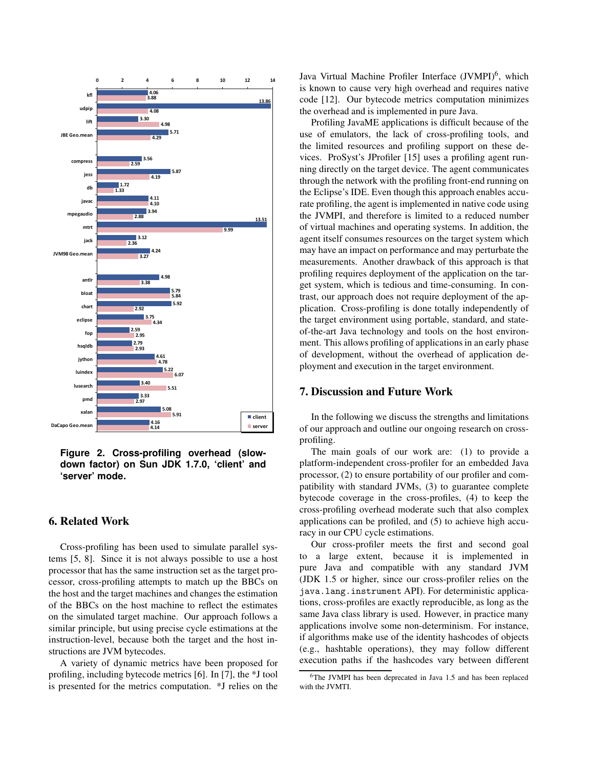| | client | server |
|---|---|---|
| kfl | 4.06 | 3.88 |
| udpip | 13.86 | 4.08 |
| lift | 3.30 | 4.98 |
| JBE Geo.mean | 5.71 | 4.29 |
| compress | 3.56 | 2.59 |
| jess | 5.87 | 4.19 |
| db | 1.72 | 1.33 |
| javac | 4.11 | 4.10 |
| mpegaudio | 3.94 | 2.88 |
| mtrt | 13.51 | 9.99 |
| jack | 3.12 | 2.36 |
| JVM98 Geo.mean | 4.24 | 3.27 |
| antlr | 4.98 | 3.38 |
| bloat | 5.79 | 5.84 |
| chart | 5.92 | 2.92 |
| eclipse | 3.75 | 4.34 |
| fop | 2.59 | 2.95 |
| hsqldb | 2.79 | 2.93 |
| jython | 4.61 | 4.78 |
| luindex | 5.22 | 6.07 |
| lusearch | 3.40 | 5.51 |
| pmd | 3.33 | 2.97 |
| xalan | 5.08 | 5.91 |
| DaCapo Geo.mean | 4.16 | 4.14 |

**Figure 2. Cross-profiling overhead (slowdown factor) on Sun JDK 1.7.0, 'client' and 'server' mode.**

## 6. Related Work

Cross-profiling has been used to simulate parallel systems [5, 8]. Since it is not always possible to use a host processor that has the same instruction set as the target processor, cross-profiling attempts to match up the BBCs on the host and the target machines and changes the estimation of the BBCs on the host machine to reflect the estimates on the simulated target machine. Our approach follows a similar principle, but using precise cycle estimations at the instruction-level, because both the target and the host instructions are JVM bytecodes.

A variety of dynamic metrics have been proposed for profiling, including bytecode metrics [6]. In [7], the *J tool is presented for the metrics computation. *J relies on the Java Virtual Machine Profiler Interface (JVMPI)[6], which is known to cause very high overhead and requires native code [12]. Our bytecode metrics computation minimizes the overhead and is implemented in pure Java.

Profiling JavaME applications is difficult because of the use of emulators, the lack of cross-profiling tools, and the limited resources and profiling support on these devices. ProSyst's JProfiler [15] uses a profiling agent running directly on the target device. The agent communicates through the network with the profiling front-end running on the Eclipse's IDE. Even though this approach enables accurate profiling, the agent is implemented in native code using the JVMPI, and therefore is limited to a reduced number of virtual machines and operating systems. In addition, the agent itself consumes resources on the target system which may have an impact on performance and may perturbate the measurements. Another drawback of this approach is that profiling requires deployment of the application on the target system, which is tedious and time-consuming. In contrast, our approach does not require deployment of the application. Cross-profiling is done totally independently of the target environment using portable, standard, and state-of-the-art Java technology and tools on the host environment. This allows profiling of applications in an early phase of development, without the overhead of application deployment and execution in the target environment.

## 7. Discussion and Future Work

In the following we discuss the strengths and limitations of our approach and outline our ongoing research on cross-profiling.

The main goals of our work are: (1) to provide a platform-independent cross-profiler for an embedded Java processor, (2) to ensure portability of our profiler and compatibility with standard JVMs, (3) to guarantee complete bytecode coverage in the cross-profiles, (4) to keep the cross-profiling overhead moderate such that also complex applications can be profiled, and (5) to achieve high accuracy in our CPU cycle estimations.

Our cross-profiler meets the first and second goal to a large extent, because it is implemented in pure Java and compatible with any standard JVM (JDK 1.5 or higher, since our cross-profiler relies on the `java.lang.instrument` API). For deterministic applications, cross-profiles are exactly reproducible, as long as the same Java class library is used. However, in practice many applications involve some non-determinism. For instance, if algorithms make use of the identity hashcodes of objects (e.g., hashtable operations), they may follow different execution paths if the hashcodes vary between different

[6]The JVMPI has been deprecated in Java 1.5 and has been replaced with the JVMTI.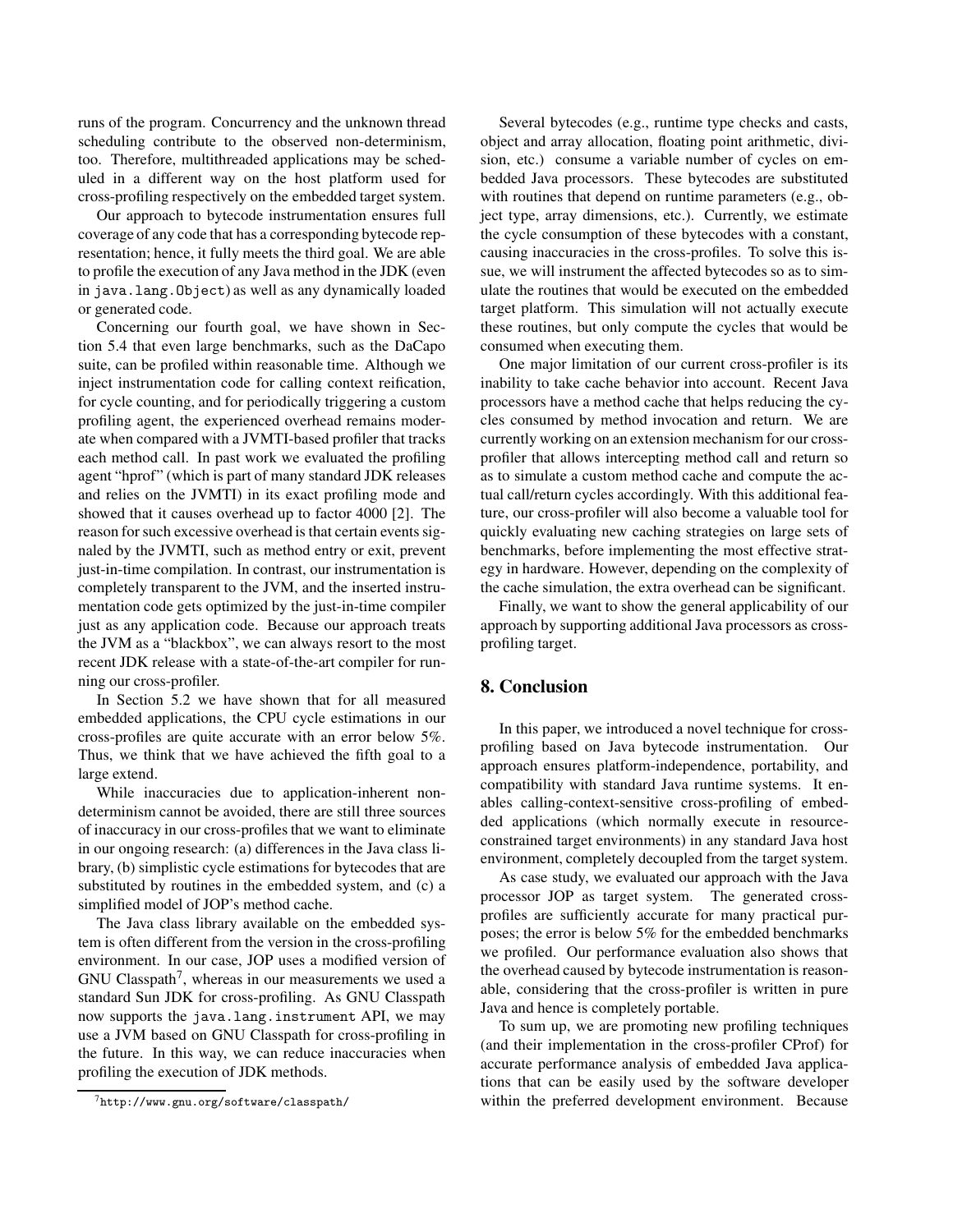runs of the program. Concurrency and the unknown thread scheduling contribute to the observed non-determinism, too. Therefore, multithreaded applications may be scheduled in a different way on the host platform used for cross-profiling respectively on the embedded target system.

Our approach to bytecode instrumentation ensures full coverage of any code that has a corresponding bytecode representation; hence, it fully meets the third goal. We are able to profile the execution of any Java method in the JDK (even in `java.lang.Object`) as well as any dynamically loaded or generated code.

Concerning our fourth goal, we have shown in Section 5.4 that even large benchmarks, such as the DaCapo suite, can be profiled within reasonable time. Although we inject instrumentation code for calling context reification, for cycle counting, and for periodically triggering a custom profiling agent, the experienced overhead remains moderate when compared with a JVMTI-based profiler that tracks each method call. In past work we evaluated the profiling agent "hprof" (which is part of many standard JDK releases and relies on the JVMTI) in its exact profiling mode and showed that it causes overhead up to factor 4000 [2]. The reason for such excessive overhead is that certain events signaled by the JVMTI, such as method entry or exit, prevent just-in-time compilation. In contrast, our instrumentation is completely transparent to the JVM, and the inserted instrumentation code gets optimized by the just-in-time compiler just as any application code. Because our approach treats the JVM as a "blackbox", we can always resort to the most recent JDK release with a state-of-the-art compiler for running our cross-profiler.

In Section 5.2 we have shown that for all measured embedded applications, the CPU cycle estimations in our cross-profiles are quite accurate with an error below 5%. Thus, we think that we have achieved the fifth goal to a large extend.

While inaccuracies due to application-inherent non-determinism cannot be avoided, there are still three sources of inaccuracy in our cross-profiles that we want to eliminate in our ongoing research: (a) differences in the Java class library, (b) simplistic cycle estimations for bytecodes that are substituted by routines in the embedded system, and (c) a simplified model of JOP's method cache.

The Java class library available on the embedded system is often different from the version in the cross-profiling environment. In our case, JOP uses a modified version of GNU Classpath[7], whereas in our measurements we used a standard Sun JDK for cross-profiling. As GNU Classpath now supports the `java.lang.instrument` API, we may use a JVM based on GNU Classpath for cross-profiling in the future. In this way, we can reduce inaccuracies when profiling the execution of JDK methods.

[7] http://www.gnu.org/software/classpath/

Several bytecodes (e.g., runtime type checks and casts, object and array allocation, floating point arithmetic, division, etc.) consume a variable number of cycles on embedded Java processors. These bytecodes are substituted with routines that depend on runtime parameters (e.g., object type, array dimensions, etc.). Currently, we estimate the cycle consumption of these bytecodes with a constant, causing inaccuracies in the cross-profiles. To solve this issue, we will instrument the affected bytecodes so as to simulate the routines that would be executed on the embedded target platform. This simulation will not actually execute these routines, but only compute the cycles that would be consumed when executing them.

One major limitation of our current cross-profiler is its inability to take cache behavior into account. Recent Java processors have a method cache that helps reducing the cycles consumed by method invocation and return. We are currently working on an extension mechanism for our cross-profiler that allows intercepting method call and return so as to simulate a custom method cache and compute the actual call/return cycles accordingly. With this additional feature, our cross-profiler will also become a valuable tool for quickly evaluating new caching strategies on large sets of benchmarks, before implementing the most effective strategy in hardware. However, depending on the complexity of the cache simulation, the extra overhead can be significant.

Finally, we want to show the general applicability of our approach by supporting additional Java processors as cross-profiling target.

## 8. Conclusion

In this paper, we introduced a novel technique for cross-profiling based on Java bytecode instrumentation. Our approach ensures platform-independence, portability, and compatibility with standard Java runtime systems. It enables calling-context-sensitive cross-profiling of embedded applications (which normally execute in resource-constrained target environments) in any standard Java host environment, completely decoupled from the target system.

As case study, we evaluated our approach with the Java processor JOP as target system. The generated cross-profiles are sufficiently accurate for many practical purposes; the error is below 5% for the embedded benchmarks we profiled. Our performance evaluation also shows that the overhead caused by bytecode instrumentation is reasonable, considering that the cross-profiler is written in pure Java and hence is completely portable.

To sum up, we are promoting new profiling techniques (and their implementation in the cross-profiler CProf) for accurate performance analysis of embedded Java applications that can be easily used by the software developer within the preferred development environment. Because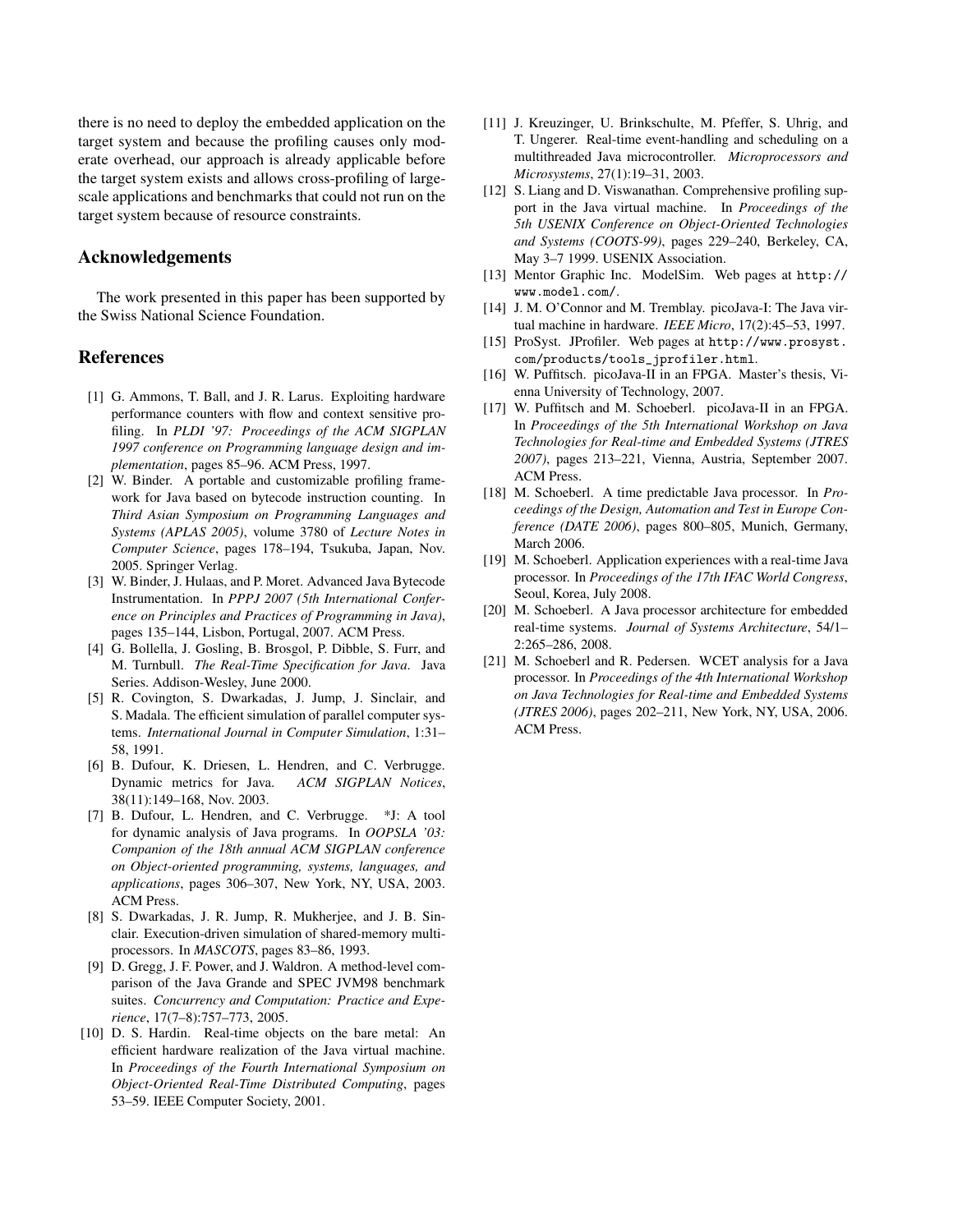there is no need to deploy the embedded application on the target system and because the profiling causes only moderate overhead, our approach is already applicable before the target system exists and allows cross-profiling of large-scale applications and benchmarks that could not run on the target system because of resource constraints.

## Acknowledgements

The work presented in this paper has been supported by the Swiss National Science Foundation.

## References

[1] G. Ammons, T. Ball, and J. R. Larus. Exploiting hardware performance counters with flow and context sensitive profiling. In *PLDI '97: Proceedings of the ACM SIGPLAN 1997 conference on Programming language design and implementation*, pages 85–96. ACM Press, 1997.

[2] W. Binder. A portable and customizable profiling framework for Java based on bytecode instruction counting. In *Third Asian Symposium on Programming Languages and Systems (APLAS 2005)*, volume 3780 of *Lecture Notes in Computer Science*, pages 178–194, Tsukuba, Japan, Nov. 2005. Springer Verlag.

[3] W. Binder, J. Hulaas, and P. Moret. Advanced Java Bytecode Instrumentation. In *PPPJ 2007 (5th International Conference on Principles and Practices of Programming in Java)*, pages 135–144, Lisbon, Portugal, 2007. ACM Press.

[4] G. Bollella, J. Gosling, B. Brosgol, P. Dibble, S. Furr, and M. Turnbull. *The Real-Time Specification for Java*. Java Series. Addison-Wesley, June 2000.

[5] R. Covington, S. Dwarkadas, J. Jump, J. Sinclair, and S. Madala. The efficient simulation of parallel computer systems. *International Journal in Computer Simulation*, 1:31–58, 1991.

[6] B. Dufour, K. Driesen, L. Hendren, and C. Verbrugge. Dynamic metrics for Java. *ACM SIGPLAN Notices*, 38(11):149–168, Nov. 2003.

[7] B. Dufour, L. Hendren, and C. Verbrugge. *J: A tool for dynamic analysis of Java programs. In *OOPSLA '03: Companion of the 18th annual ACM SIGPLAN conference on Object-oriented programming, systems, languages, and applications*, pages 306–307, New York, NY, USA, 2003. ACM Press.

[8] S. Dwarkadas, J. R. Jump, R. Mukherjee, and J. B. Sinclair. Execution-driven simulation of shared-memory multiprocessors. In *MASCOTS*, pages 83–86, 1993.

[9] D. Gregg, J. F. Power, and J. Waldron. A method-level comparison of the Java Grande and SPEC JVM98 benchmark suites. *Concurrency and Computation: Practice and Experience*, 17(7–8):757–773, 2005.

[10] D. S. Hardin. Real-time objects on the bare metal: An efficient hardware realization of the Java virtual machine. In *Proceedings of the Fourth International Symposium on Object-Oriented Real-Time Distributed Computing*, pages 53–59. IEEE Computer Society, 2001.

[11] J. Kreuzinger, U. Brinkschulte, M. Pfeffer, S. Uhrig, and T. Ungerer. Real-time event-handling and scheduling on a multithreaded Java microcontroller. *Microprocessors and Microsystems*, 27(1):19–31, 2003.

[12] S. Liang and D. Viswanathan. Comprehensive profiling support in the Java virtual machine. In *Proceedings of the 5th USENIX Conference on Object-Oriented Technologies and Systems (COOTS-99)*, pages 229–240, Berkeley, CA, May 3–7 1999. USENIX Association.

[13] Mentor Graphic Inc. ModelSim. Web pages at `http://www.model.com/`.

[14] J. M. O'Connor and M. Tremblay. picoJava-I: The Java virtual machine in hardware. *IEEE Micro*, 17(2):45–53, 1997.

[15] ProSyst. JProfiler. Web pages at `http://www.prosyst.com/products/tools_jprofiler.html`.

[16] W. Puffitsch. picoJava-II in an FPGA. Master's thesis, Vienna University of Technology, 2007.

[17] W. Puffitsch and M. Schoeberl. picoJava-II in an FPGA. In *Proceedings of the 5th International Workshop on Java Technologies for Real-time and Embedded Systems (JTRES 2007)*, pages 213–221, Vienna, Austria, September 2007. ACM Press.

[18] M. Schoeberl. A time predictable Java processor. In *Proceedings of the Design, Automation and Test in Europe Conference (DATE 2006)*, pages 800–805, Munich, Germany, March 2006.

[19] M. Schoeberl. Application experiences with a real-time Java processor. In *Proceedings of the 17th IFAC World Congress*, Seoul, Korea, July 2008.

[20] M. Schoeberl. A Java processor architecture for embedded real-time systems. *Journal of Systems Architecture*, 54/1–2:265–286, 2008.

[21] M. Schoeberl and R. Pedersen. WCET analysis for a Java processor. In *Proceedings of the 4th International Workshop on Java Technologies for Real-time and Embedded Systems (JTRES 2006)*, pages 202–211, New York, NY, USA, 2006. ACM Press.